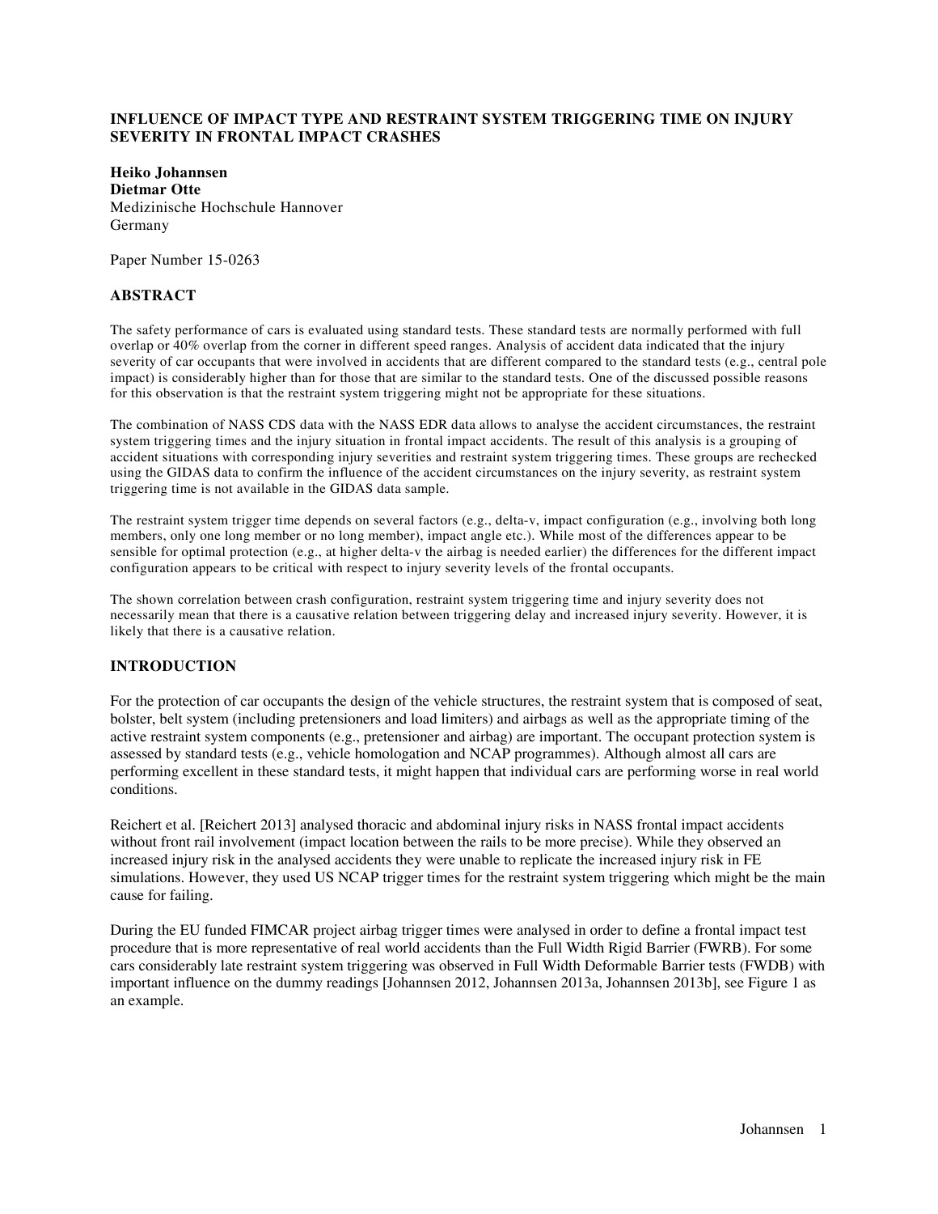# INFLUENCE OF IMPACT TYPE AND RESTRAINT SYSTEM TRIGGERING TIME ON INJURY SEVERITY IN FRONTAL IMPACT CRASHES

**Heiko Johannsen**
**Dietmar Otte**
Medizinische Hochschule Hannover
Germany

Paper Number 15-0263

## ABSTRACT

The safety performance of cars is evaluated using standard tests. These standard tests are normally performed with full overlap or 40% overlap from the corner in different speed ranges. Analysis of accident data indicated that the injury severity of car occupants that were involved in accidents that are different compared to the standard tests (e.g., central pole impact) is considerably higher than for those that are similar to the standard tests. One of the discussed possible reasons for this observation is that the restraint system triggering might not be appropriate for these situations.

The combination of NASS CDS data with the NASS EDR data allows to analyse the accident circumstances, the restraint system triggering times and the injury situation in frontal impact accidents. The result of this analysis is a grouping of accident situations with corresponding injury severities and restraint system triggering times. These groups are rechecked using the GIDAS data to confirm the influence of the accident circumstances on the injury severity, as restraint system triggering time is not available in the GIDAS data sample.

The restraint system trigger time depends on several factors (e.g., delta-v, impact configuration (e.g., involving both long members, only one long member or no long member), impact angle etc.). While most of the differences appear to be sensible for optimal protection (e.g., at higher delta-v the airbag is needed earlier) the differences for the different impact configuration appears to be critical with respect to injury severity levels of the frontal occupants.

The shown correlation between crash configuration, restraint system triggering time and injury severity does not necessarily mean that there is a causative relation between triggering delay and increased injury severity. However, it is likely that there is a causative relation.

## INTRODUCTION

For the protection of car occupants the design of the vehicle structures, the restraint system that is composed of seat, bolster, belt system (including pretensioners and load limiters) and airbags as well as the appropriate timing of the active restraint system components (e.g., pretensioner and airbag) are important. The occupant protection system is assessed by standard tests (e.g., vehicle homologation and NCAP programmes). Although almost all cars are performing excellent in these standard tests, it might happen that individual cars are performing worse in real world conditions.

Reichert et al. [Reichert 2013] analysed thoracic and abdominal injury risks in NASS frontal impact accidents without front rail involvement (impact location between the rails to be more precise). While they observed an increased injury risk in the analysed accidents they were unable to replicate the increased injury risk in FE simulations. However, they used US NCAP trigger times for the restraint system triggering which might be the main cause for failing.

During the EU funded FIMCAR project airbag trigger times were analysed in order to define a frontal impact test procedure that is more representative of real world accidents than the Full Width Rigid Barrier (FWRB). For some cars considerably late restraint system triggering was observed in Full Width Deformable Barrier tests (FWDB) with important influence on the dummy readings [Johannsen 2012, Johannsen 2013a, Johannsen 2013b], see Figure 1 as an example.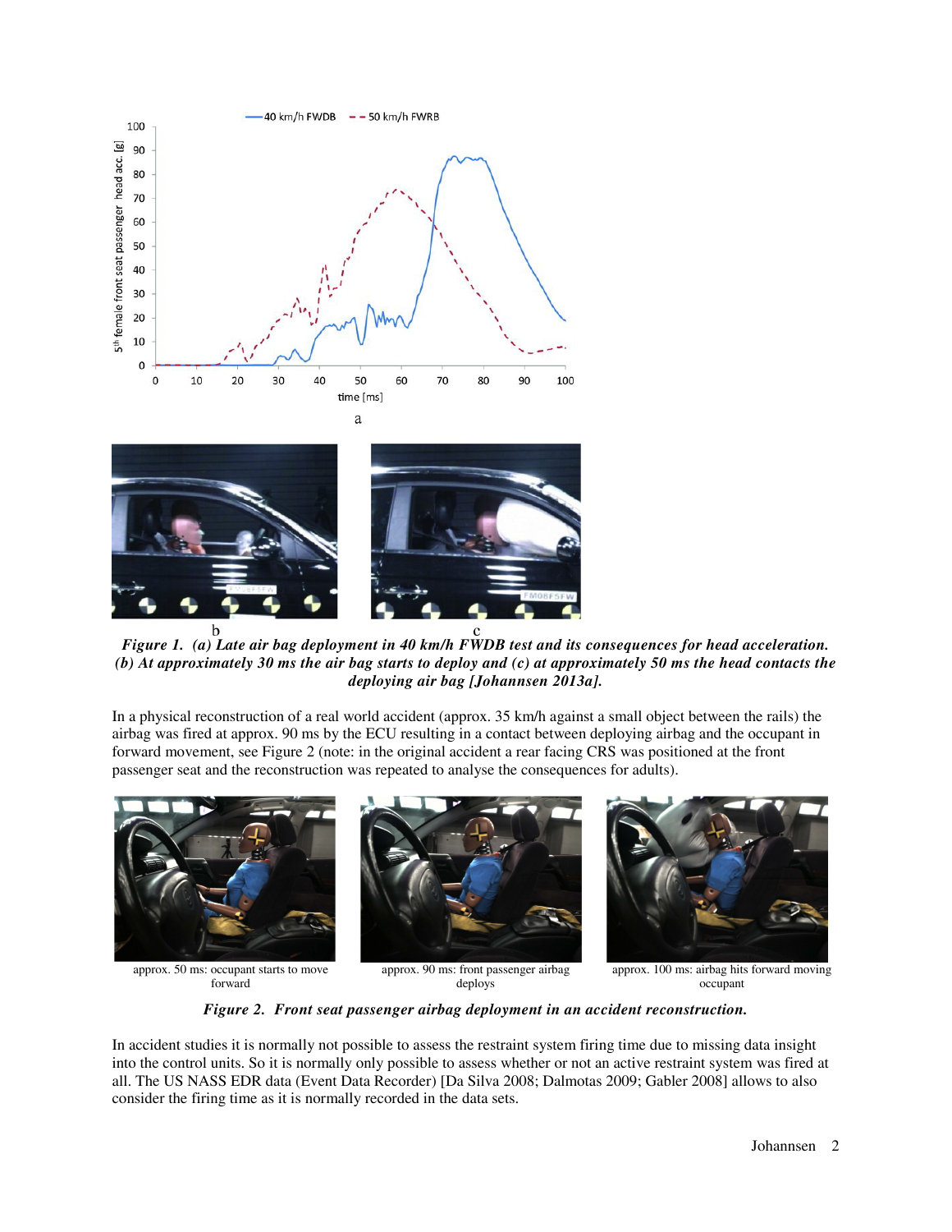*Figure 1. (a) Late air bag deployment in 40 km/h FWDB test and its consequences for head acceleration. (b) At approximately 30 ms the air bag starts to deploy and (c) at approximately 50 ms the head contacts the deploying air bag [Johannsen 2013a].*

In a physical reconstruction of a real world accident (approx. 35 km/h against a small object between the rails) the airbag was fired at approx. 90 ms by the ECU resulting in a contact between deploying airbag and the occupant in forward movement, see Figure 2 (note: in the original accident a rear facing CRS was positioned at the front passenger seat and the reconstruction was repeated to analyse the consequences for adults).

approx. 50 ms: occupant starts to move forward

approx. 90 ms: front passenger airbag deploys

approx. 100 ms: airbag hits forward moving occupant

*Figure 2. Front seat passenger airbag deployment in an accident reconstruction.*

In accident studies it is normally not possible to assess the restraint system firing time due to missing data insight into the control units. So it is normally only possible to assess whether or not an active restraint system was fired at all. The US NASS EDR data (Event Data Recorder) [Da Silva 2008; Dalmotas 2009; Gabler 2008] allows to also consider the firing time as it is normally recorded in the data sets.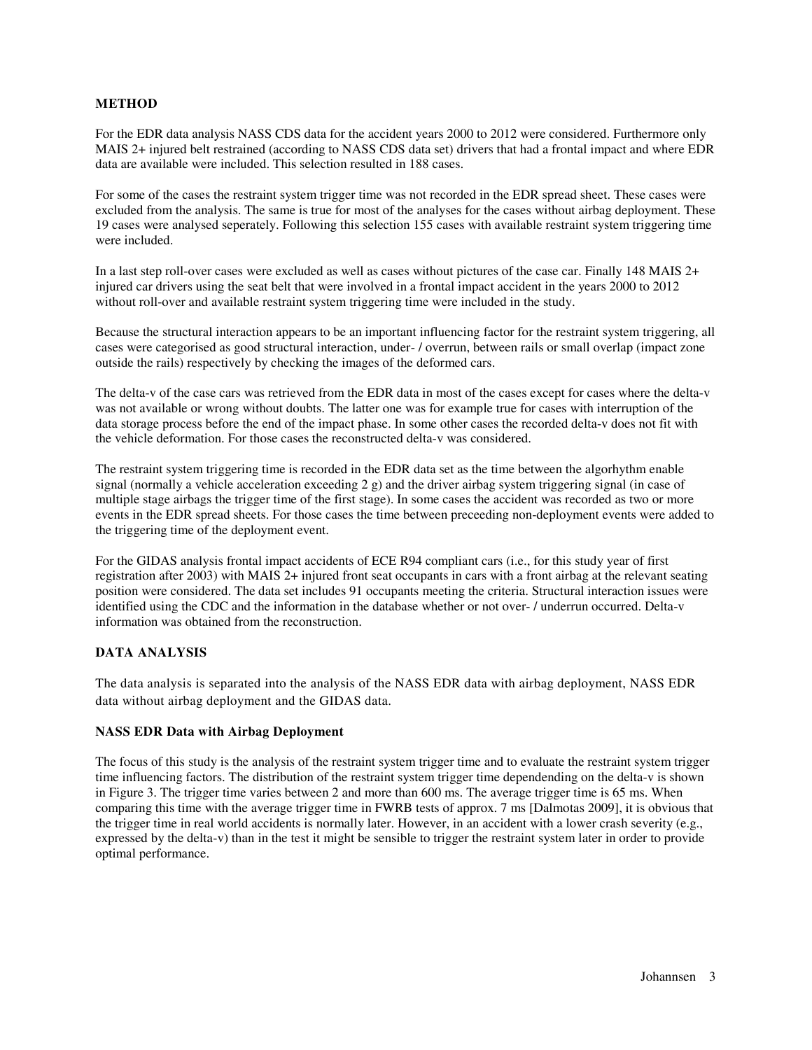## METHOD

For the EDR data analysis NASS CDS data for the accident years 2000 to 2012 were considered. Furthermore only MAIS 2+ injured belt restrained (according to NASS CDS data set) drivers that had a frontal impact and where EDR data are available were included. This selection resulted in 188 cases.

For some of the cases the restraint system trigger time was not recorded in the EDR spread sheet. These cases were excluded from the analysis. The same is true for most of the analyses for the cases without airbag deployment. These 19 cases were analysed seperately. Following this selection 155 cases with available restraint system triggering time were included.

In a last step roll-over cases were excluded as well as cases without pictures of the case car. Finally 148 MAIS 2+ injured car drivers using the seat belt that were involved in a frontal impact accident in the years 2000 to 2012 without roll-over and available restraint system triggering time were included in the study.

Because the structural interaction appears to be an important influencing factor for the restraint system triggering, all cases were categorised as good structural interaction, under- / overrun, between rails or small overlap (impact zone outside the rails) respectively by checking the images of the deformed cars.

The delta-v of the case cars was retrieved from the EDR data in most of the cases except for cases where the delta-v was not available or wrong without doubts. The latter one was for example true for cases with interruption of the data storage process before the end of the impact phase. In some other cases the recorded delta-v does not fit with the vehicle deformation. For those cases the reconstructed delta-v was considered.

The restraint system triggering time is recorded in the EDR data set as the time between the algorhythm enable signal (normally a vehicle acceleration exceeding 2 g) and the driver airbag system triggering signal (in case of multiple stage airbags the trigger time of the first stage). In some cases the accident was recorded as two or more events in the EDR spread sheets. For those cases the time between preceeding non-deployment events were added to the triggering time of the deployment event.

For the GIDAS analysis frontal impact accidents of ECE R94 compliant cars (i.e., for this study year of first registration after 2003) with MAIS 2+ injured front seat occupants in cars with a front airbag at the relevant seating position were considered. The data set includes 91 occupants meeting the criteria. Structural interaction issues were identified using the CDC and the information in the database whether or not over- / underrun occurred. Delta-v information was obtained from the reconstruction.

## DATA ANALYSIS

The data analysis is separated into the analysis of the NASS EDR data with airbag deployment, NASS EDR data without airbag deployment and the GIDAS data.

### NASS EDR Data with Airbag Deployment

The focus of this study is the analysis of the restraint system trigger time and to evaluate the restraint system trigger time influencing factors. The distribution of the restraint system trigger time dependending on the delta-v is shown in Figure 3. The trigger time varies between 2 and more than 600 ms. The average trigger time is 65 ms. When comparing this time with the average trigger time in FWRB tests of approx. 7 ms [Dalmotas 2009], it is obvious that the trigger time in real world accidents is normally later. However, in an accident with a lower crash severity (e.g., expressed by the delta-v) than in the test it might be sensible to trigger the restraint system later in order to provide optimal performance.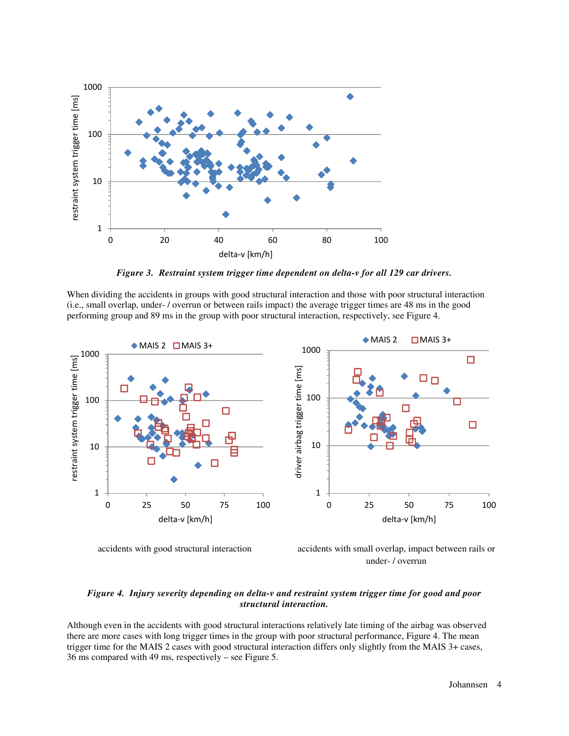***Figure 3. Restraint system trigger time dependent on delta-v for all 129 car drivers.***

When dividing the accidents in groups with good structural interaction and those with poor structural interaction (i.e., small overlap, under- / overrun or between rails impact) the average trigger times are 48 ms in the good performing group and 89 ms in the group with poor structural interaction, respectively, see Figure 4.

accidents with good structural interaction

accidents with small overlap, impact between rails or under- / overrun

***Figure 4. Injury severity depending on delta-v and restraint system trigger time for good and poor structural interaction.***

Although even in the accidents with good structural interactions relatively late timing of the airbag was observed there are more cases with long trigger times in the group with poor structural performance, Figure 4. The mean trigger time for the MAIS 2 cases with good structural interaction differs only slightly from the MAIS 3+ cases, 36 ms compared with 49 ms, respectively – see Figure 5.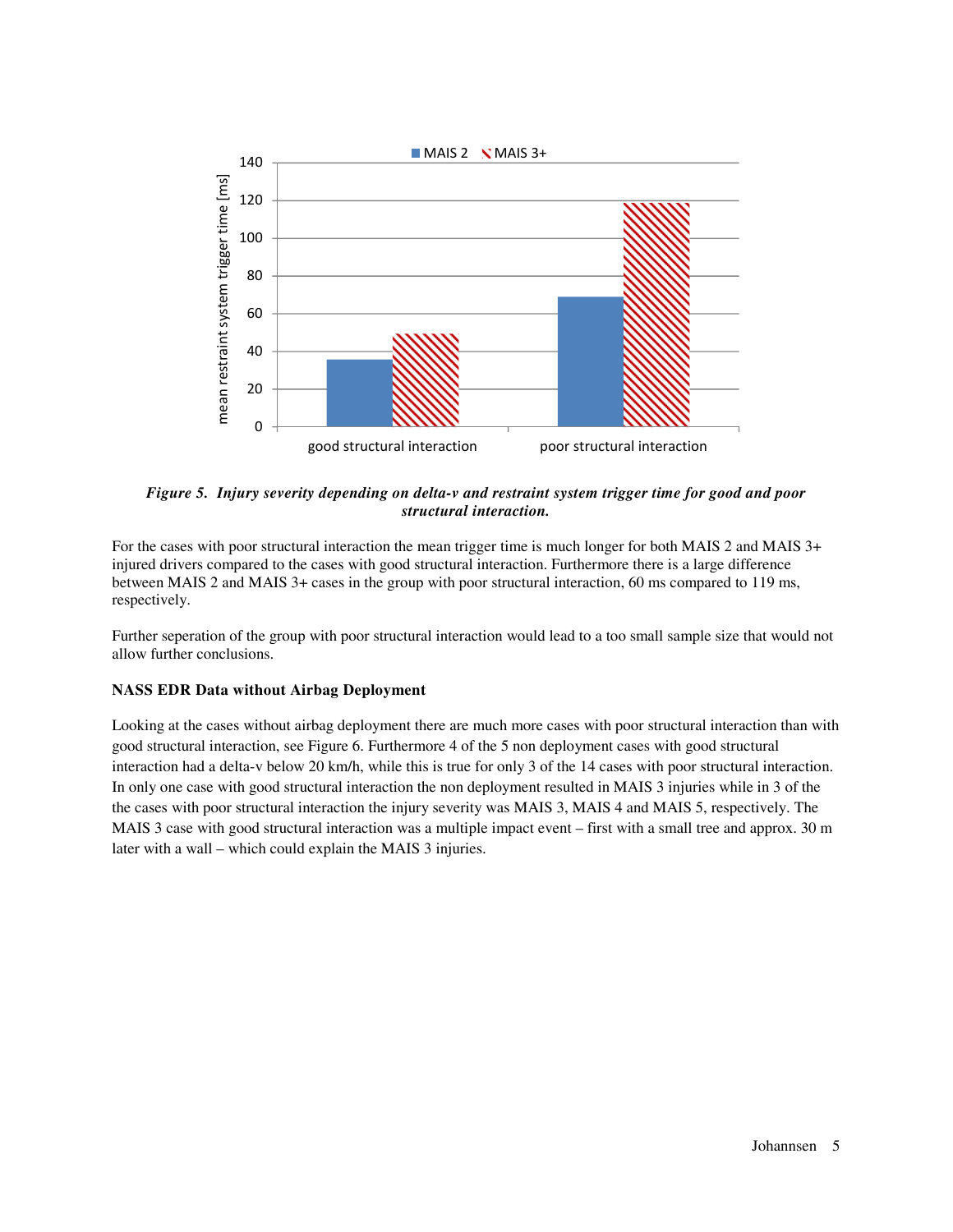*Figure 5. Injury severity depending on delta-v and restraint system trigger time for good and poor structural interaction.*

For the cases with poor structural interaction the mean trigger time is much longer for both MAIS 2 and MAIS 3+ injured drivers compared to the cases with good structural interaction. Furthermore there is a large difference between MAIS 2 and MAIS 3+ cases in the group with poor structural interaction, 60 ms compared to 119 ms, respectively.

Further seperation of the group with poor structural interaction would lead to a too small sample size that would not allow further conclusions.

**NASS EDR Data without Airbag Deployment**

Looking at the cases without airbag deployment there are much more cases with poor structural interaction than with good structural interaction, see Figure 6. Furthermore 4 of the 5 non deployment cases with good structural interaction had a delta-v below 20 km/h, while this is true for only 3 of the 14 cases with poor structural interaction. In only one case with good structural interaction the non deployment resulted in MAIS 3 injuries while in 3 of the the cases with poor structural interaction the injury severity was MAIS 3, MAIS 4 and MAIS 5, respectively. The MAIS 3 case with good structural interaction was a multiple impact event – first with a small tree and approx. 30 m later with a wall – which could explain the MAIS 3 injuries.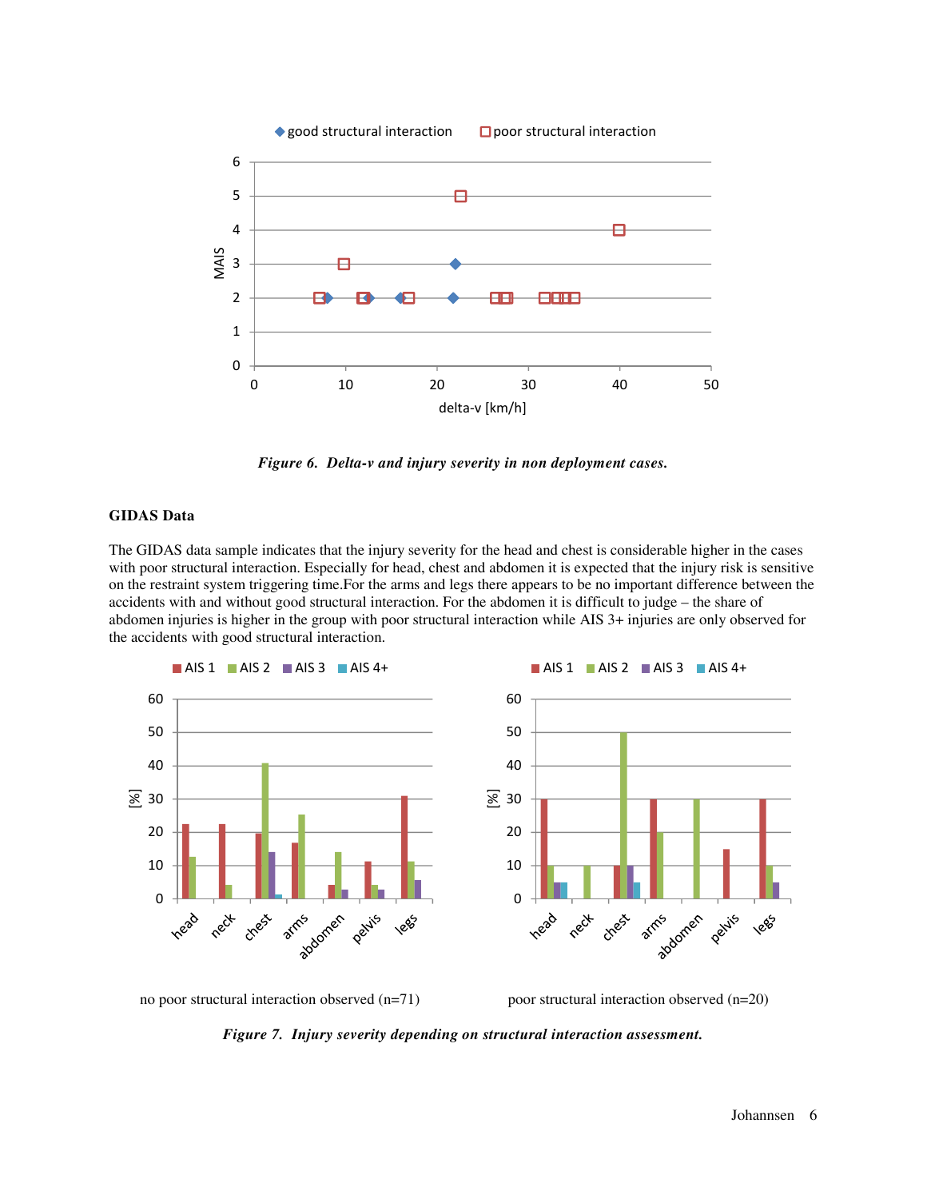*Figure 6. Delta-v and injury severity in non deployment cases.*

**GIDAS Data**

The GIDAS data sample indicates that the injury severity for the head and chest is considerable higher in the cases with poor structural interaction. Especially for head, chest and abdomen it is expected that the injury risk is sensitive on the restraint system triggering time.For the arms and legs there appears to be no important difference between the accidents with and without good structural interaction. For the abdomen it is difficult to judge – the share of abdomen injuries is higher in the group with poor structural interaction while AIS 3+ injuries are only observed for the accidents with good structural interaction.

no poor structural interaction observed (n=71)

poor structural interaction observed (n=20)

*Figure 7. Injury severity depending on structural interaction assessment.*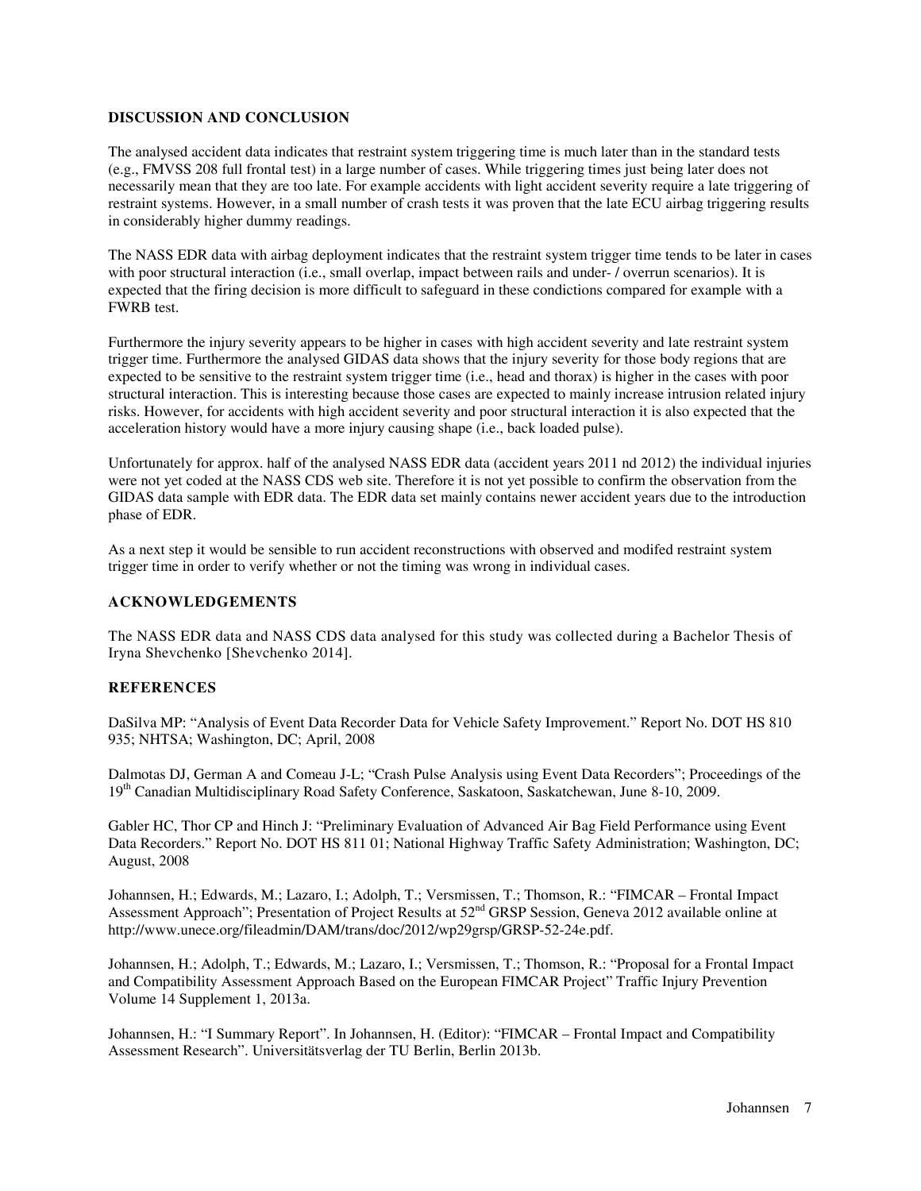## DISCUSSION AND CONCLUSION

The analysed accident data indicates that restraint system triggering time is much later than in the standard tests (e.g., FMVSS 208 full frontal test) in a large number of cases. While triggering times just being later does not necessarily mean that they are too late. For example accidents with light accident severity require a late triggering of restraint systems. However, in a small number of crash tests it was proven that the late ECU airbag triggering results in considerably higher dummy readings.

The NASS EDR data with airbag deployment indicates that the restraint system trigger time tends to be later in cases with poor structural interaction (i.e., small overlap, impact between rails and under- / overrun scenarios). It is expected that the firing decision is more difficult to safeguard in these condictions compared for example with a FWRB test.

Furthermore the injury severity appears to be higher in cases with high accident severity and late restraint system trigger time. Furthermore the analysed GIDAS data shows that the injury severity for those body regions that are expected to be sensitive to the restraint system trigger time (i.e., head and thorax) is higher in the cases with poor structural interaction. This is interesting because those cases are expected to mainly increase intrusion related injury risks. However, for accidents with high accident severity and poor structural interaction it is also expected that the acceleration history would have a more injury causing shape (i.e., back loaded pulse).

Unfortunately for approx. half of the analysed NASS EDR data (accident years 2011 nd 2012) the individual injuries were not yet coded at the NASS CDS web site. Therefore it is not yet possible to confirm the observation from the GIDAS data sample with EDR data. The EDR data set mainly contains newer accident years due to the introduction phase of EDR.

As a next step it would be sensible to run accident reconstructions with observed and modifed restraint system trigger time in order to verify whether or not the timing was wrong in individual cases.

## ACKNOWLEDGEMENTS

The NASS EDR data and NASS CDS data analysed for this study was collected during a Bachelor Thesis of Iryna Shevchenko [Shevchenko 2014].

## REFERENCES

DaSilva MP: "Analysis of Event Data Recorder Data for Vehicle Safety Improvement." Report No. DOT HS 810 935; NHTSA; Washington, DC; April, 2008

Dalmotas DJ, German A and Comeau J-L; "Crash Pulse Analysis using Event Data Recorders"; Proceedings of the 19th Canadian Multidisciplinary Road Safety Conference, Saskatoon, Saskatchewan, June 8-10, 2009.

Gabler HC, Thor CP and Hinch J: "Preliminary Evaluation of Advanced Air Bag Field Performance using Event Data Recorders." Report No. DOT HS 811 01; National Highway Traffic Safety Administration; Washington, DC; August, 2008

Johannsen, H.; Edwards, M.; Lazaro, I.; Adolph, T.; Versmissen, T.; Thomson, R.: "FIMCAR – Frontal Impact Assessment Approach"; Presentation of Project Results at 52nd GRSP Session, Geneva 2012 available online at http://www.unece.org/fileadmin/DAM/trans/doc/2012/wp29grsp/GRSP-52-24e.pdf.

Johannsen, H.; Adolph, T.; Edwards, M.; Lazaro, I.; Versmissen, T.; Thomson, R.: "Proposal for a Frontal Impact and Compatibility Assessment Approach Based on the European FIMCAR Project" Traffic Injury Prevention Volume 14 Supplement 1, 2013a.

Johannsen, H.: "I Summary Report". In Johannsen, H. (Editor): "FIMCAR – Frontal Impact and Compatibility Assessment Research". Universitätsverlag der TU Berlin, Berlin 2013b.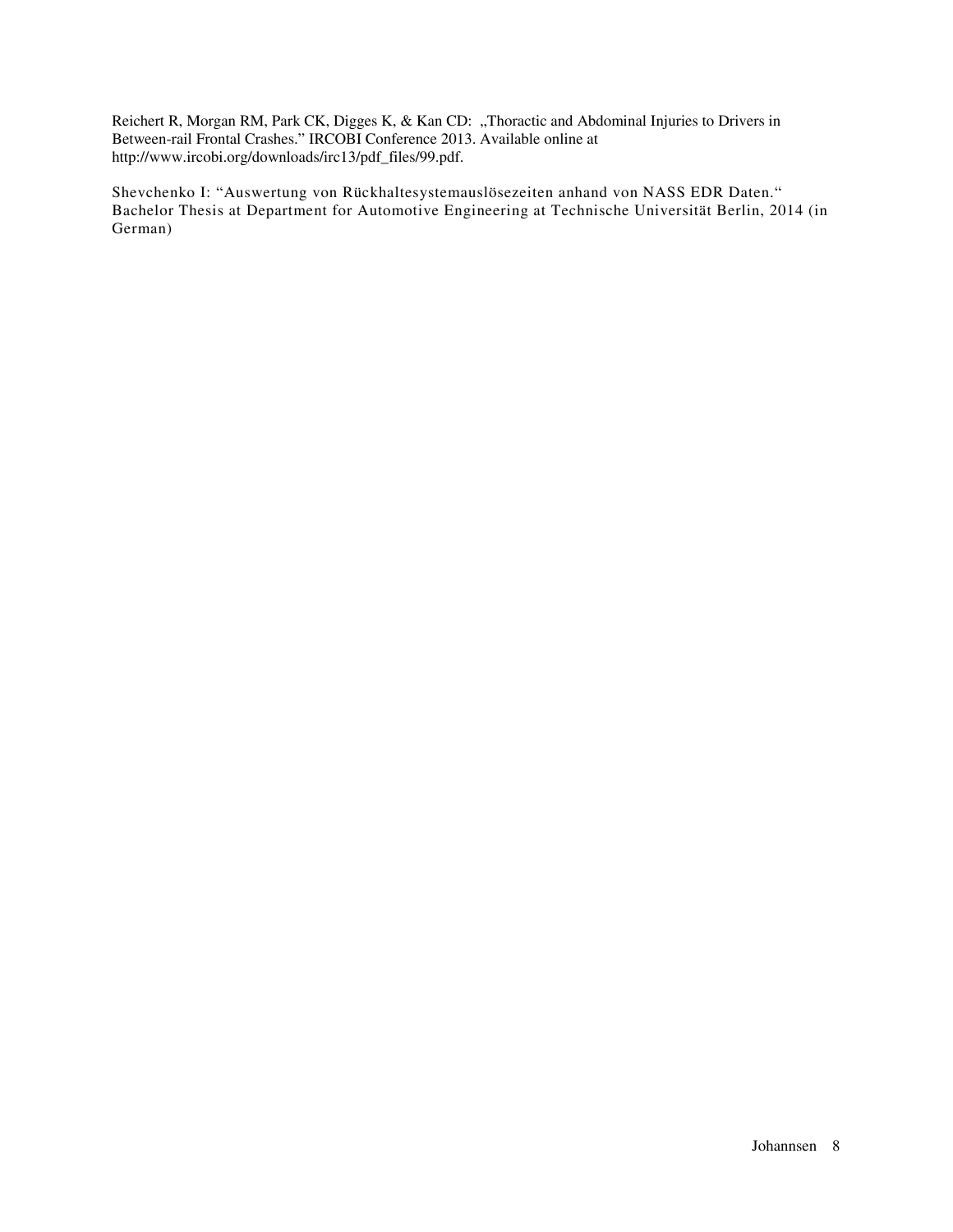Reichert R, Morgan RM, Park CK, Digges K, & Kan CD: „Thoractic and Abdominal Injuries to Drivers in Between-rail Frontal Crashes." IRCOBI Conference 2013. Available online at http://www.ircobi.org/downloads/irc13/pdf_files/99.pdf.

Shevchenko I: "Auswertung von Rückhaltesystemauslösezeiten anhand von NASS EDR Daten." Bachelor Thesis at Department for Automotive Engineering at Technische Universität Berlin, 2014 (in German)